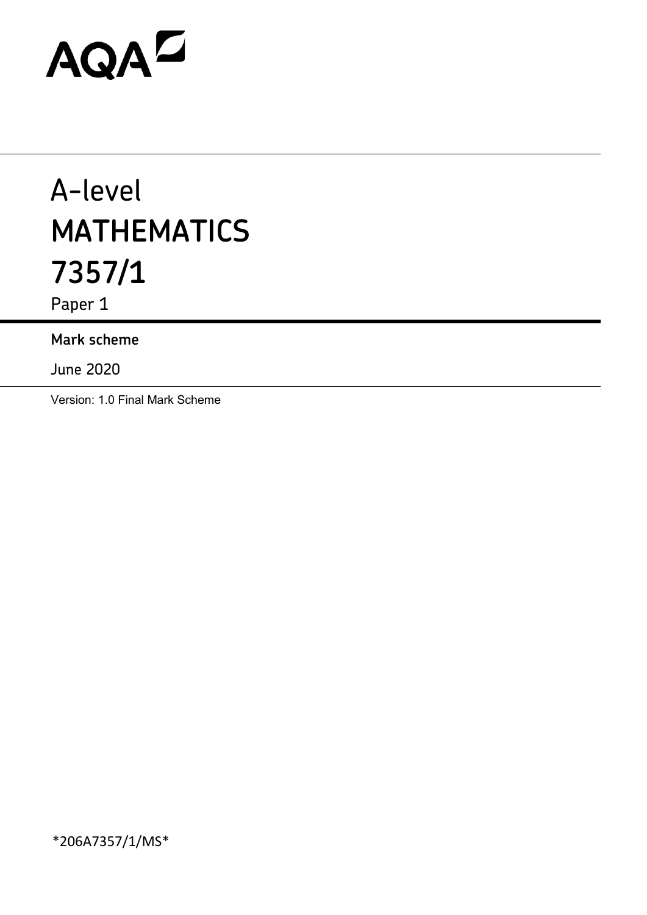AQA

# A-level MATHEMATICS 7357/1

Paper 1

**Mark scheme**

June 2020

Version: 1.0 Final Mark Scheme

*206A7357/1/MS*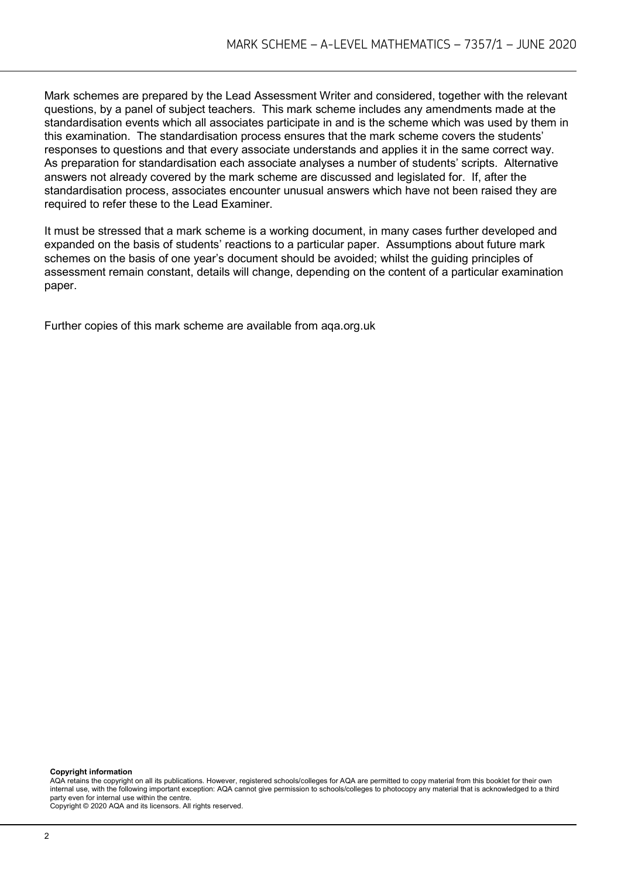Mark schemes are prepared by the Lead Assessment Writer and considered, together with the relevant questions, by a panel of subject teachers. This mark scheme includes any amendments made at the standardisation events which all associates participate in and is the scheme which was used by them in this examination. The standardisation process ensures that the mark scheme covers the students' responses to questions and that every associate understands and applies it in the same correct way. As preparation for standardisation each associate analyses a number of students' scripts. Alternative answers not already covered by the mark scheme are discussed and legislated for. If, after the standardisation process, associates encounter unusual answers which have not been raised they are required to refer these to the Lead Examiner.

It must be stressed that a mark scheme is a working document, in many cases further developed and expanded on the basis of students' reactions to a particular paper. Assumptions about future mark schemes on the basis of one year's document should be avoided; whilst the guiding principles of assessment remain constant, details will change, depending on the content of a particular examination paper.

Further copies of this mark scheme are available from aqa.org.uk

**Copyright information**

AQA retains the copyright on all its publications. However, registered schools/colleges for AQA are permitted to copy material from this booklet for their own internal use, with the following important exception: AQA cannot give permission to schools/colleges to photocopy any material that is acknowledged to a third party even for internal use within the centre.

Copyright © 2020 AQA and its licensors. All rights reserved.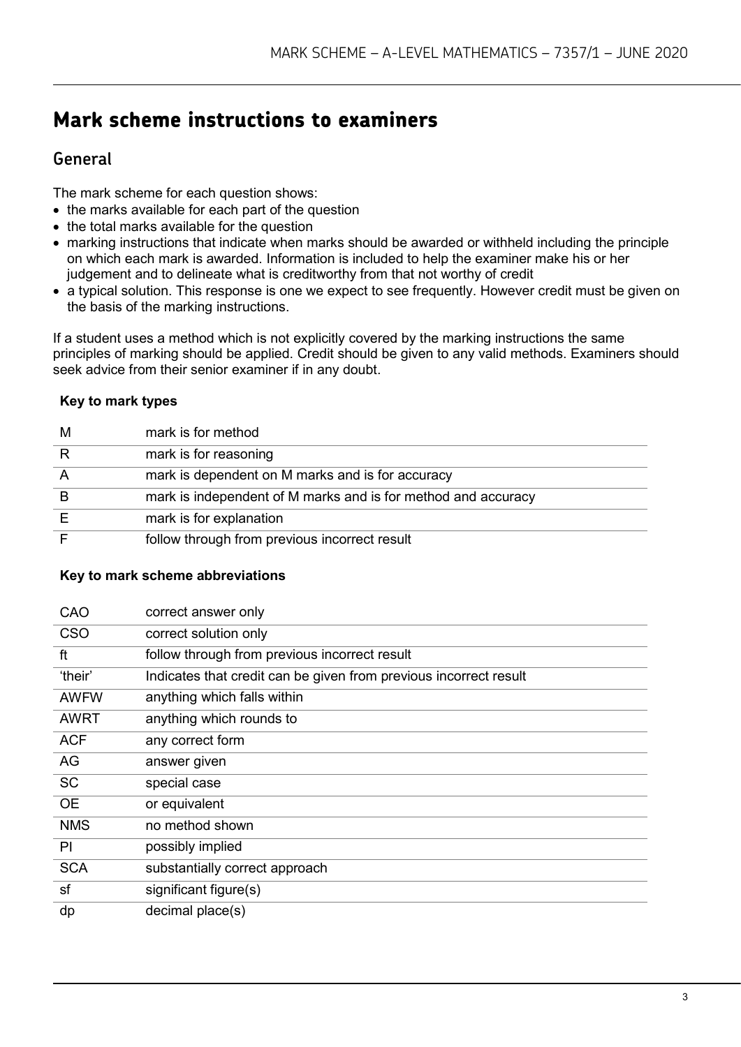# Mark scheme instructions to examiners

## General

The mark scheme for each question shows:

- the marks available for each part of the question
- the total marks available for the question
- marking instructions that indicate when marks should be awarded or withheld including the principle on which each mark is awarded. Information is included to help the examiner make his or her judgement and to delineate what is creditworthy from that not worthy of credit
- a typical solution. This response is one we expect to see frequently. However credit must be given on the basis of the marking instructions.

If a student uses a method which is not explicitly covered by the marking instructions the same principles of marking should be applied. Credit should be given to any valid methods. Examiners should seek advice from their senior examiner if in any doubt.

**Key to mark types**

| | |
|---|---|
| M | mark is for method |
| R | mark is for reasoning |
| A | mark is dependent on M marks and is for accuracy |
| B | mark is independent of M marks and is for method and accuracy |
| E | mark is for explanation |
| F | follow through from previous incorrect result |

**Key to mark scheme abbreviations**

| | |
|---|---|
| CAO | correct answer only |
| CSO | correct solution only |
| ft | follow through from previous incorrect result |
| 'their' | Indicates that credit can be given from previous incorrect result |
| AWFW | anything which falls within |
| AWRT | anything which rounds to |
| ACF | any correct form |
| AG | answer given |
| SC | special case |
| OE | or equivalent |
| NMS | no method shown |
| PI | possibly implied |
| SCA | substantially correct approach |
| sf | significant figure(s) |
| dp | decimal place(s) |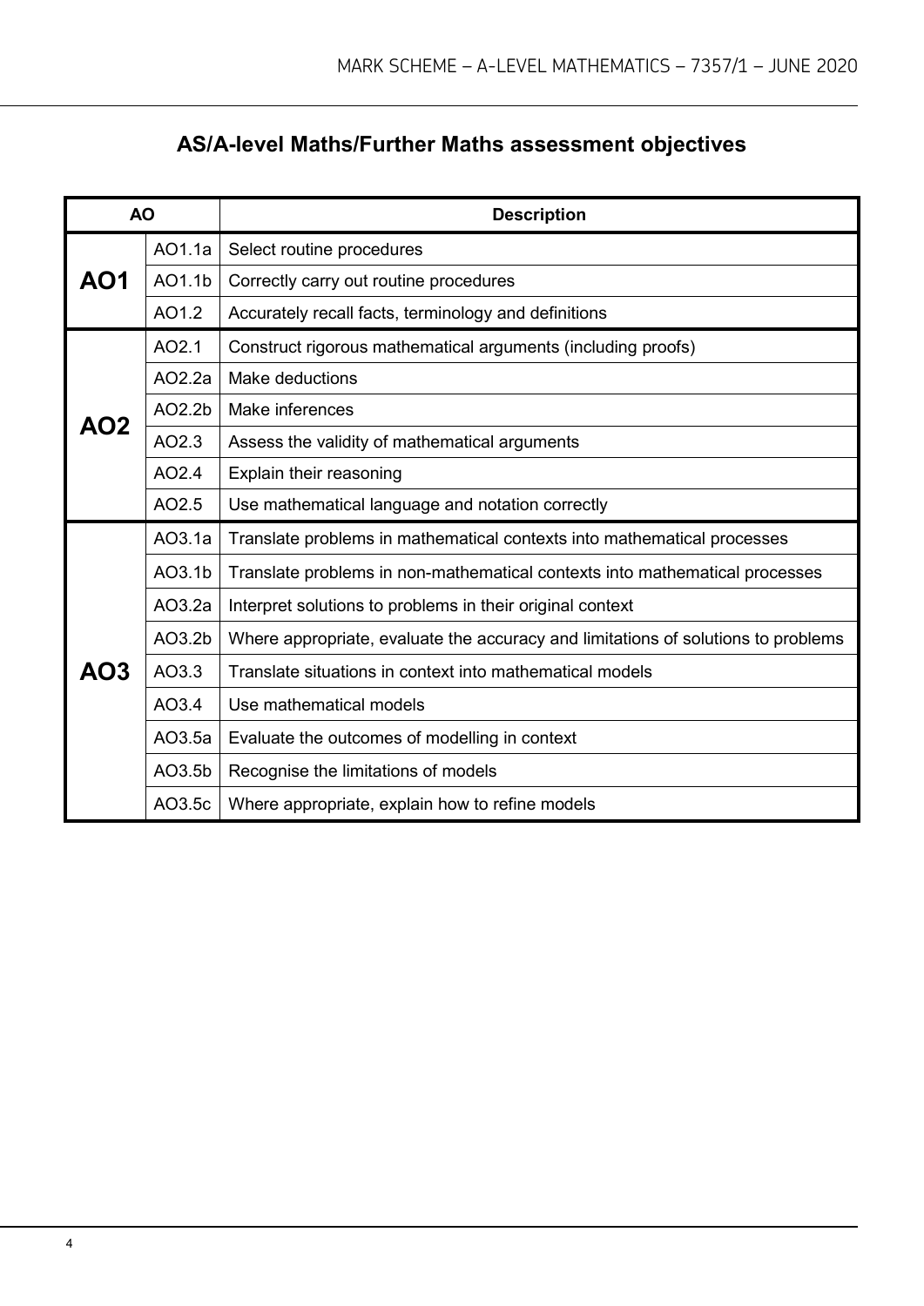## AS/A-level Maths/Further Maths assessment objectives

| AO | | Description |
|---|---|---|
| **AO1** | AO1.1a | Select routine procedures |
| | AO1.1b | Correctly carry out routine procedures |
| | AO1.2 | Accurately recall facts, terminology and definitions |
| **AO2** | AO2.1 | Construct rigorous mathematical arguments (including proofs) |
| | AO2.2a | Make deductions |
| | AO2.2b | Make inferences |
| | AO2.3 | Assess the validity of mathematical arguments |
| | AO2.4 | Explain their reasoning |
| | AO2.5 | Use mathematical language and notation correctly |
| **AO3** | AO3.1a | Translate problems in mathematical contexts into mathematical processes |
| | AO3.1b | Translate problems in non-mathematical contexts into mathematical processes |
| | AO3.2a | Interpret solutions to problems in their original context |
| | AO3.2b | Where appropriate, evaluate the accuracy and limitations of solutions to problems |
| | AO3.3 | Translate situations in context into mathematical models |
| | AO3.4 | Use mathematical models |
| | AO3.5a | Evaluate the outcomes of modelling in context |
| | AO3.5b | Recognise the limitations of models |
| | AO3.5c | Where appropriate, explain how to refine models |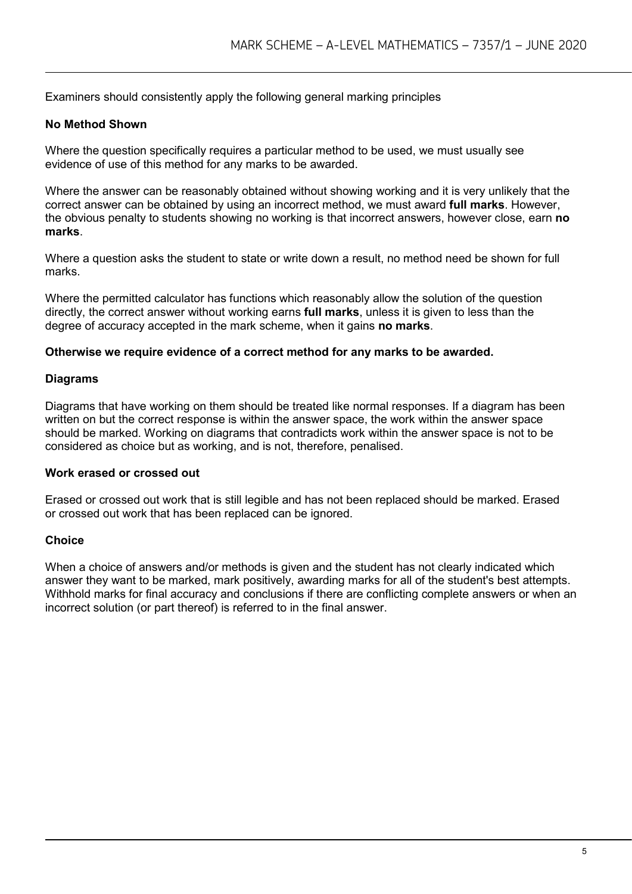Examiners should consistently apply the following general marking principles

### No Method Shown

Where the question specifically requires a particular method to be used, we must usually see evidence of use of this method for any marks to be awarded.

Where the answer can be reasonably obtained without showing working and it is very unlikely that the correct answer can be obtained by using an incorrect method, we must award **full marks**. However, the obvious penalty to students showing no working is that incorrect answers, however close, earn **no marks**.

Where a question asks the student to state or write down a result, no method need be shown for full marks.

Where the permitted calculator has functions which reasonably allow the solution of the question directly, the correct answer without working earns **full marks**, unless it is given to less than the degree of accuracy accepted in the mark scheme, when it gains **no marks**.

**Otherwise we require evidence of a correct method for any marks to be awarded.**

### Diagrams

Diagrams that have working on them should be treated like normal responses. If a diagram has been written on but the correct response is within the answer space, the work within the answer space should be marked. Working on diagrams that contradicts work within the answer space is not to be considered as choice but as working, and is not, therefore, penalised.

### Work erased or crossed out

Erased or crossed out work that is still legible and has not been replaced should be marked. Erased or crossed out work that has been replaced can be ignored.

### Choice

When a choice of answers and/or methods is given and the student has not clearly indicated which answer they want to be marked, mark positively, awarding marks for all of the student's best attempts. Withhold marks for final accuracy and conclusions if there are conflicting complete answers or when an incorrect solution (or part thereof) is referred to in the final answer.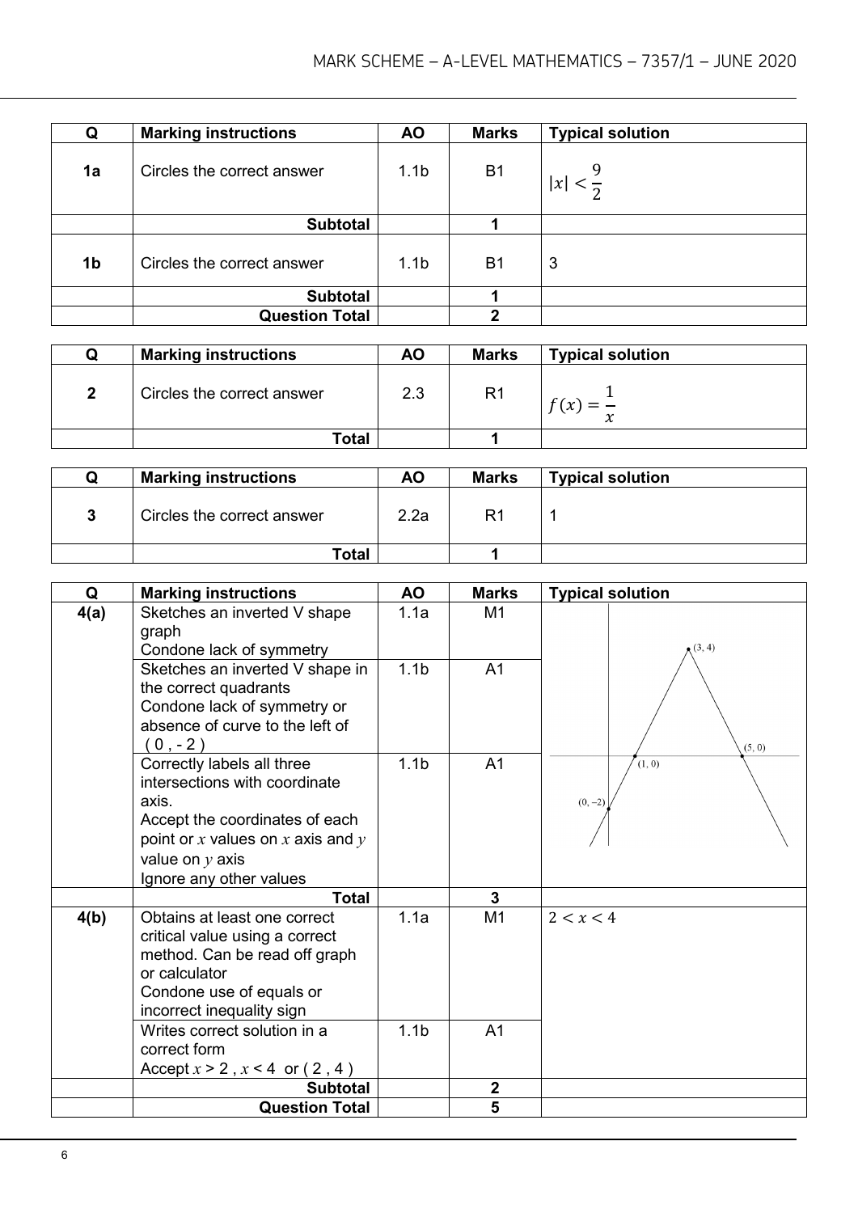| Q | Marking instructions | AO | Marks | Typical solution |
|---|---|---|---|---|
| **1a** | Circles the correct answer | 1.1b | B1 | $\|x\| < \frac{9}{2}$ |
| | **Subtotal** | | **1** | |
| **1b** | Circles the correct answer | 1.1b | B1 | 3 |
| | **Subtotal** | | **1** | |
| | **Question Total** | | **2** | |

| Q | Marking instructions | AO | Marks | Typical solution |
|---|---|---|---|---|
| **2** | Circles the correct answer | 2.3 | R1 | $f(x) = \frac{1}{x}$ |
| | **Total** | | **1** | |

| Q | Marking instructions | AO | Marks | Typical solution |
|---|---|---|---|---|
| **3** | Circles the correct answer | 2.2a | R1 | 1 |
| | **Total** | | **1** | |

| Q | Marking instructions | AO | Marks | Typical solution |
|---|---|---|---|---|
| **4(a)** | Sketches an inverted V shape graph<br>Condone lack of symmetry | 1.1a | M1 | (3, 4)<br>(1, 0)<br>(5, 0)<br>(0, −2) |
| | Sketches an inverted V shape in the correct quadrants<br>Condone lack of symmetry or absence of curve to the left of ( 0 , - 2 ) | 1.1b | A1 | |
| | Correctly labels all three intersections with coordinate axis.<br>Accept the coordinates of each point or $x$ values on $x$ axis and $y$ value on $y$ axis<br>Ignore any other values | 1.1b | A1 | |
| | **Total** | | **3** | |
| **4(b)** | Obtains at least one correct critical value using a correct method. Can be read off graph or calculator<br>Condone use of equals or incorrect inequality sign | 1.1a | M1 | $2 < x < 4$ |
| | Writes correct solution in a correct form<br>Accept $x > 2$ , $x < 4$ or ( 2 , 4 ) | 1.1b | A1 | |
| | **Subtotal** | | **2** | |
| | **Question Total** | | **5** | |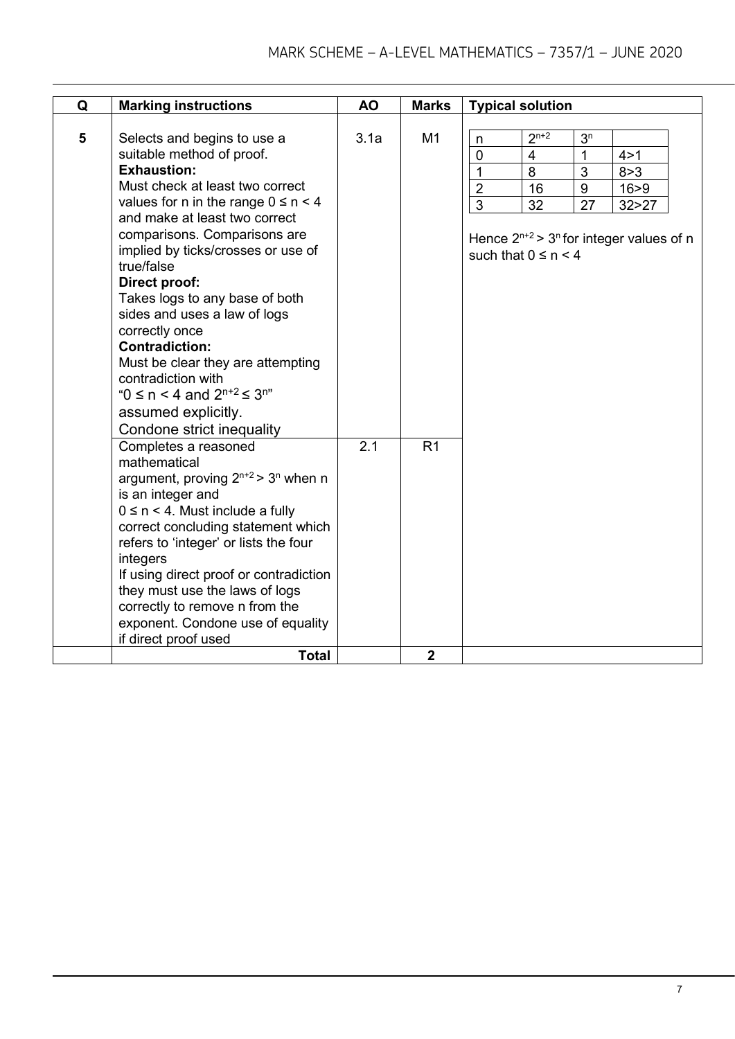| Q | Marking instructions | AO | Marks | Typical solution |
|---|---|---|---|---|
| 5 | Selects and begins to use a suitable method of proof.<br>**Exhaustion:**<br>Must check at least two correct values for n in the range $0 \le n < 4$ and make at least two correct comparisons. Comparisons are implied by ticks/crosses or use of true/false<br>**Direct proof:**<br>Takes logs to any base of both sides and uses a law of logs correctly once<br>**Contradiction:**<br>Must be clear they are attempting contradiction with "$0 \le n < 4$ and $2^{n+2} \le 3^n$" assumed explicitly.<br>Condone strict inequality | 3.1a | M1 | n \| $2^{n+2}$ \| $3^n$ \|<br>0 \| 4 \| 1 \| 4>1<br>1 \| 8 \| 3 \| 8>3<br>2 \| 16 \| 9 \| 16>9<br>3 \| 32 \| 27 \| 32>27<br><br>Hence $2^{n+2} > 3^n$ for integer values of n such that $0 \le n < 4$ |
| | Completes a reasoned mathematical argument, proving $2^{n+2} > 3^n$ when n is an integer and $0 \le n < 4$. Must include a fully correct concluding statement which refers to 'integer' or lists the four integers<br>If using direct proof or contradiction they must use the laws of logs correctly to remove n from the exponent. Condone use of equality if direct proof used | 2.1 | R1 | |
| | **Total** | | **2** | |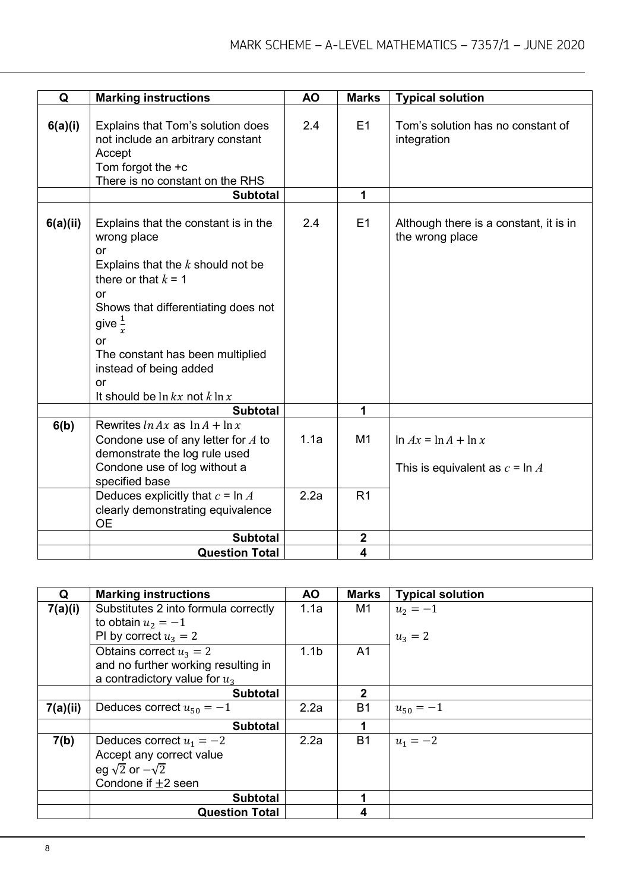| Q | Marking instructions | AO | Marks | Typical solution |
|---|---|---|---|---|
| 6(a)(i) | Explains that Tom's solution does not include an arbitrary constant<br>Accept<br>Tom forgot the +c<br>There is no constant on the RHS | 2.4 | E1 | Tom's solution has no constant of integration |
| | **Subtotal** | | **1** | |
| 6(a)(ii) | Explains that the constant is in the wrong place<br>or<br>Explains that the $k$ should not be there or that $k$ = 1<br>or<br>Shows that differentiating does not give $\frac{1}{x}$<br>or<br>The constant has been multiplied instead of being added<br>or<br>It should be $\ln kx$ not $k \ln x$ | 2.4 | E1 | Although there is a constant, it is in the wrong place |
| | **Subtotal** | | **1** | |
| 6(b) | Rewrites $ln\, Ax$ as $\ln A + \ln x$<br>Condone use of any letter for $A$ to demonstrate the log rule used<br>Condone use of log without a specified base | 1.1a | M1 | ln $Ax$ = $\ln A + \ln x$<br><br>This is equivalent as $c$ = ln $A$ |
| | Deduces explicitly that $c$ = ln $A$ clearly demonstrating equivalence<br>OE | 2.2a | R1 | |
| | **Subtotal** | | **2** | |
| | **Question Total** | | **4** | |

| Q | Marking instructions | AO | Marks | Typical solution |
|---|---|---|---|---|
| 7(a)(i) | Substitutes 2 into formula correctly to obtain $u_2 = -1$<br>PI by correct $u_3 = 2$ | 1.1a | M1 | $u_2 = -1$<br><br>$u_3 = 2$ |
| | Obtains correct $u_3 = 2$ and no further working resulting in a contradictory value for $u_3$ | 1.1b | A1 | |
| | **Subtotal** | | **2** | |
| 7(a)(ii) | Deduces correct $u_{50} = -1$ | 2.2a | B1 | $u_{50} = -1$ |
| | **Subtotal** | | **1** | |
| 7(b) | Deduces correct $u_1 = -2$<br>Accept any correct value<br>eg $\sqrt{2}$ or $-\sqrt{2}$<br>Condone if $\pm 2$ seen | 2.2a | B1 | $u_1 = -2$ |
| | **Subtotal** | | **1** | |
| | **Question Total** | | **4** | |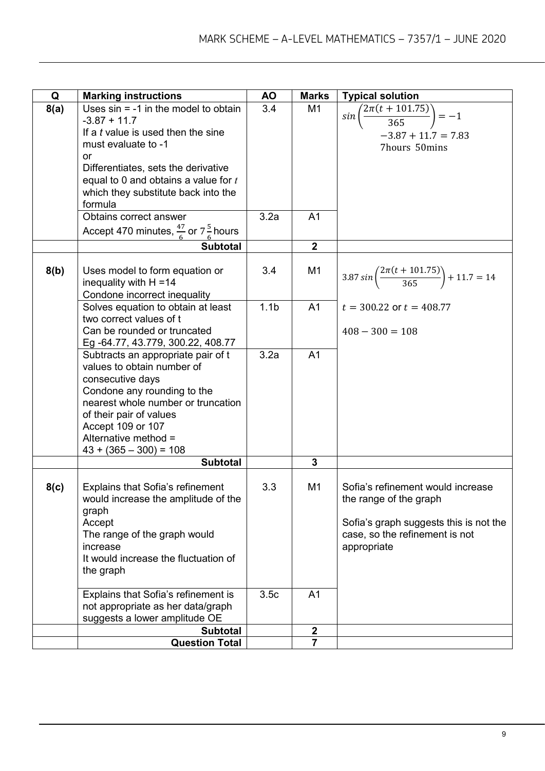| Q | Marking instructions | AO | Marks | Typical solution |
|---|---|---|---|---|
| **8(a)** | Uses sin = -1 in the model to obtain -3.87 + 11.7<br>If a *t* value is used then the sine must evaluate to -1<br>or<br>Differentiates, sets the derivative equal to 0 and obtains a value for *t* which they substitute back into the formula | 3.4 | M1 | $\sin\left(\frac{2\pi(t+101.75)}{365}\right)=-1$<br>$-3.87+11.7=7.83$<br>$7\text{hours } 50\text{mins}$ |
| | Obtains correct answer<br>Accept 470 minutes, $\frac{47}{6}$ or $7\frac{5}{6}$ hours | 3.2a | A1 | |
| | **Subtotal** | | **2** | |
| **8(b)** | Uses model to form equation or inequality with H =14<br>Condone incorrect inequality | 3.4 | M1 | $3.87\sin\left(\frac{2\pi(t+101.75)}{365}\right)+11.7=14$ |
| | Solves equation to obtain at least two correct values of t<br>Can be rounded or truncated<br>Eg -64.77, 43.779, 300.22, 408.77 | 1.1b | A1 | $t=300.22$ or $t=408.77$<br><br>$408-300=108$ |
| | Subtracts an appropriate pair of t values to obtain number of consecutive days<br>Condone any rounding to the nearest whole number or truncation of their pair of values<br>Accept 109 or 107<br>Alternative method =<br>43 + (365 – 300) = 108 | 3.2a | A1 | |
| | **Subtotal** | | **3** | |
| **8(c)** | Explains that Sofia's refinement would increase the amplitude of the graph<br>Accept<br>The range of the graph would increase<br>It would increase the fluctuation of the graph | 3.3 | M1 | Sofia's refinement would increase the range of the graph<br><br>Sofia's graph suggests this is not the case, so the refinement is not appropriate |
| | Explains that Sofia's refinement is not appropriate as her data/graph suggests a lower amplitude OE | 3.5c | A1 | |
| | **Subtotal** | | **2** | |
| | **Question Total** | | **7** | |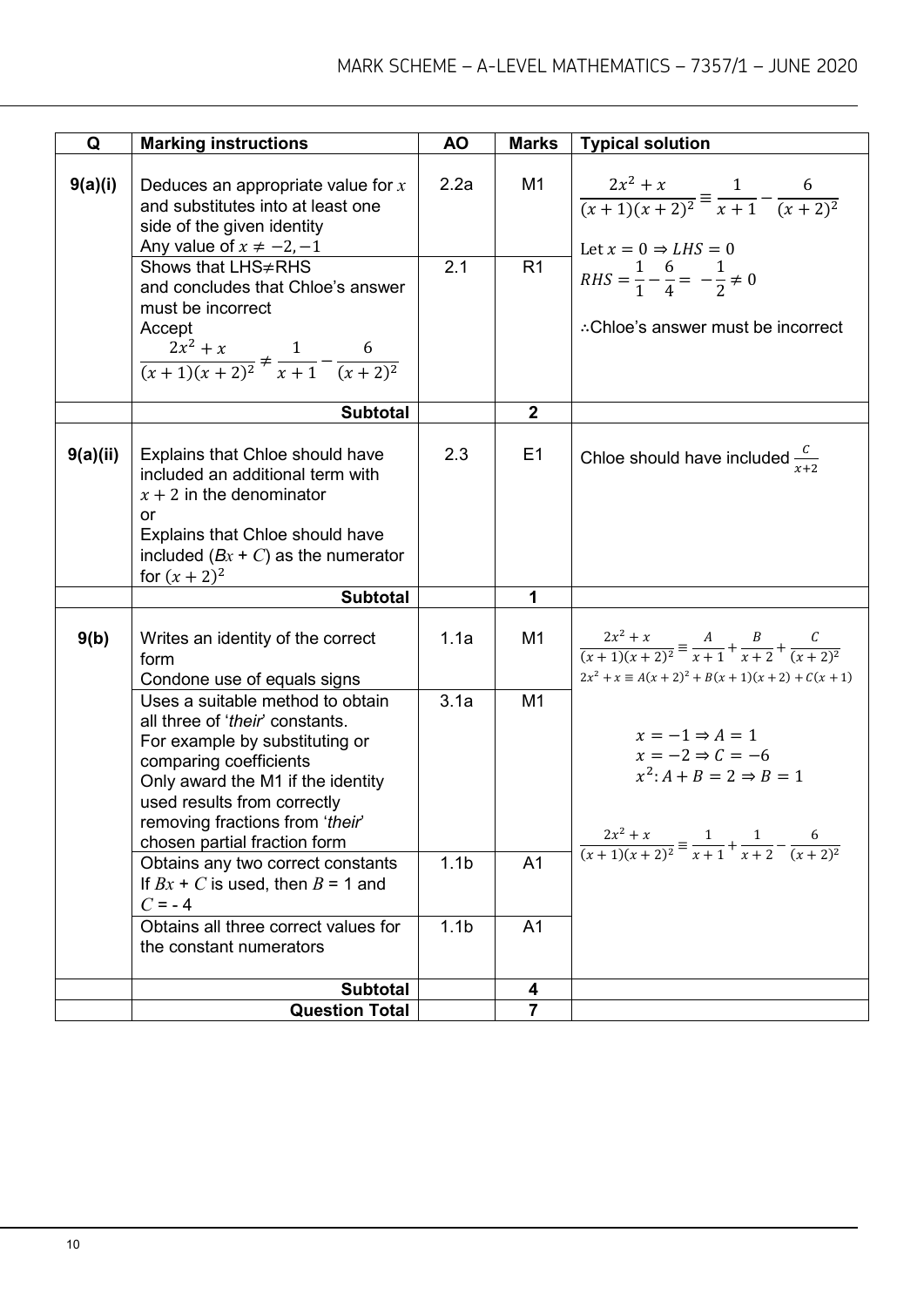| Q | Marking instructions | AO | Marks | Typical solution |
|---|---|---|---|---|
| 9(a)(i) | Deduces an appropriate value for $x$ and substitutes into at least one side of the given identity<br>Any value of $x \neq -2, -1$ | 2.2a | M1 | $\dfrac{2x^2 + x}{(x+1)(x+2)^2} \equiv \dfrac{1}{x+1} - \dfrac{6}{(x+2)^2}$<br><br>Let $x = 0 \Rightarrow LHS = 0$<br>$RHS = \dfrac{1}{1} - \dfrac{6}{4} = -\dfrac{1}{2} \neq 0$<br><br>∴Chloe's answer must be incorrect |
| | Shows that LHS≠RHS and concludes that Chloe's answer must be incorrect<br>Accept<br>$\dfrac{2x^2 + x}{(x+1)(x+2)^2} \neq \dfrac{1}{x+1} - \dfrac{6}{(x+2)^2}$ | 2.1 | R1 | |
| | **Subtotal** | | **2** | |
| 9(a)(ii) | Explains that Chloe should have included an additional term with $x + 2$ in the denominator<br>or<br>Explains that Chloe should have included $(Bx + C)$ as the numerator for $(x + 2)^2$ | 2.3 | E1 | Chloe should have included $\frac{C}{x+2}$ |
| | **Subtotal** | | **1** | |
| 9(b) | Writes an identity of the correct form<br>Condone use of equals signs | 1.1a | M1 | $\dfrac{2x^2 + x}{(x+1)(x+2)^2} \equiv \dfrac{A}{x+1} + \dfrac{B}{x+2} + \dfrac{C}{(x+2)^2}$<br>$2x^2 + x \equiv A(x+2)^2 + B(x+1)(x+2) + C(x+1)$<br><br>$x = -1 \Rightarrow A = 1$<br>$x = -2 \Rightarrow C = -6$<br>$x^2: A + B = 2 \Rightarrow B = 1$<br><br>$\dfrac{2x^2 + x}{(x+1)(x+2)^2} \equiv \dfrac{1}{x+1} + \dfrac{1}{x+2} - \dfrac{6}{(x+2)^2}$ |
| | Uses a suitable method to obtain all three of '*their*' constants.<br>For example by substituting or comparing coefficients<br>Only award the M1 if the identity used results from correctly removing fractions from '*their*' chosen partial fraction form | 3.1a | M1 | |
| | Obtains any two correct constants<br>If $Bx + C$ is used, then $B = 1$ and $C = -4$ | 1.1b | A1 | |
| | Obtains all three correct values for the constant numerators | 1.1b | A1 | |
| | **Subtotal** | | **4** | |
| | **Question Total** | | **7** | |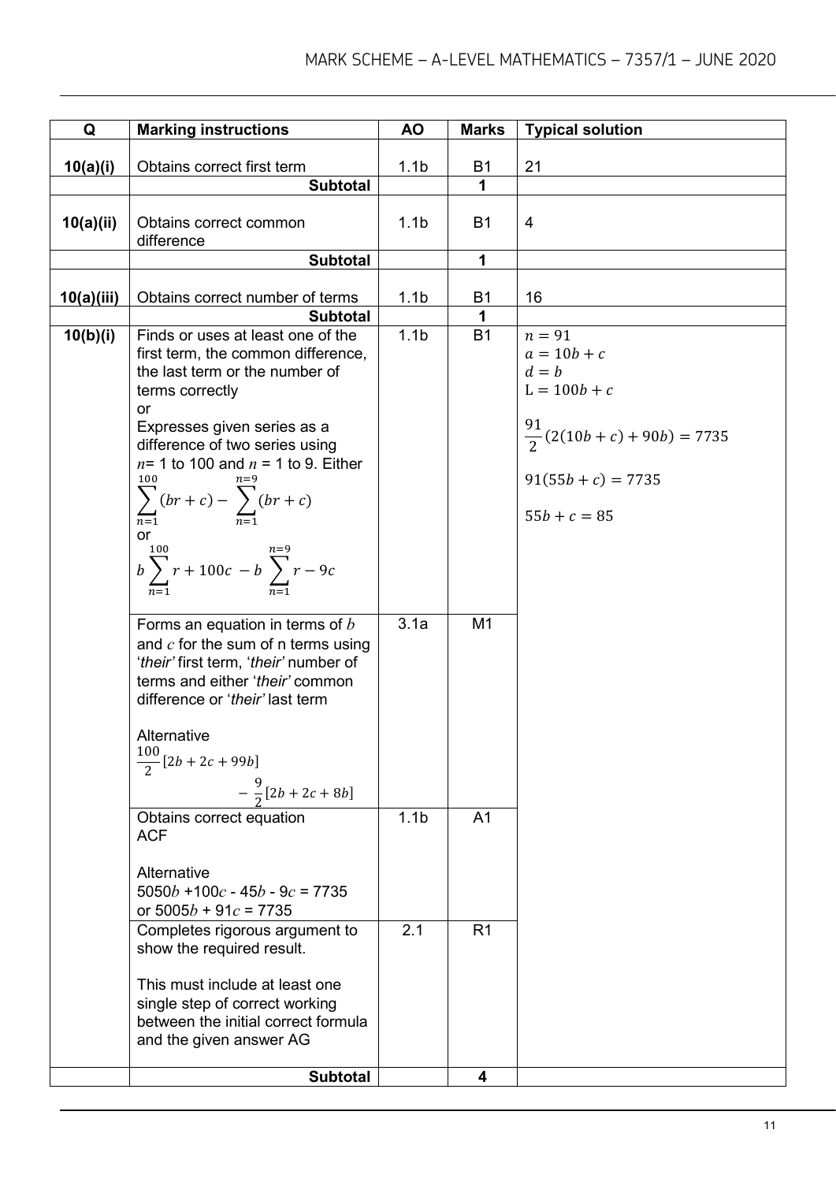| Q | Marking instructions | AO | Marks | Typical solution |
|---|---|---|---|---|
| 10(a)(i) | Obtains correct first term | 1.1b | B1 | 21 |
| | **Subtotal** | | **1** | |
| 10(a)(ii) | Obtains correct common difference | 1.1b | B1 | 4 |
| | **Subtotal** | | **1** | |
| 10(a)(iii) | Obtains correct number of terms | 1.1b | B1 | 16 |
| | **Subtotal** | | **1** | |
| 10(b)(i) | Finds or uses at least one of the first term, the common difference, the last term or the number of terms correctly<br>or<br>Expresses given series as a difference of two series using $n$= 1 to 100 and $n$ = 1 to 9. Either $\sum_{n=1}^{100}(br+c)-\sum_{n=1}^{n=9}(br+c)$<br>or<br>$b\sum_{n=1}^{100} r+100c-b\sum_{n=1}^{n=9} r-9c$ | 1.1b | B1 | $n=91$<br>$a=10b+c$<br>$d=b$<br>$\mathrm{L}=100b+c$<br><br>$\frac{91}{2}(2(10b+c)+90b)=7735$<br><br>$91(55b+c)=7735$<br><br>$55b+c=85$ |
| | Forms an equation in terms of $b$ and $c$ for the sum of n terms using '*their*' first term, '*their*' number of terms and either '*their*' common difference or '*their*' last term<br><br>Alternative<br>$\frac{100}{2}[2b+2c+99b]$ $-\frac{9}{2}[2b+2c+8b]$ | 3.1a | M1 | |
| | Obtains correct equation<br>ACF<br><br>Alternative<br>$5050b+100c-45b-9c=7735$<br>or $5005b+91c=7735$ | 1.1b | A1 | |
| | Completes rigorous argument to show the required result.<br><br>This must include at least one single step of correct working between the initial correct formula and the given answer AG | 2.1 | R1 | |
| | **Subtotal** | | **4** | |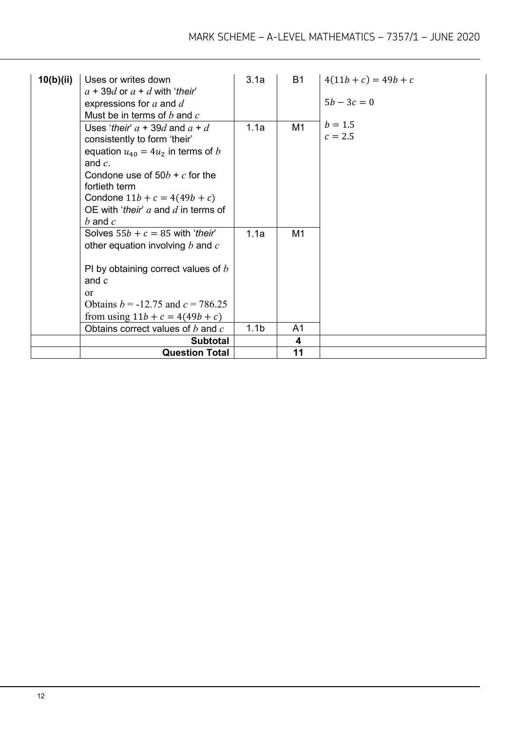| Q | Marking instructions | AO | Marks | Typical solution |
|---|---|---|---|---|
| **10(b)(ii)** | Uses or writes down<br>$a + 39d$ or $a + d$ with '*their*' expressions for $a$ and $d$<br>Must be in terms of $b$ and $c$ | 3.1a | B1 | $4(11b + c) = 49b + c$<br><br>$5b - 3c = 0$<br><br>$b = 1.5$<br>$c = 2.5$ |
| | Uses '*their*' $a + 39d$ and $a + d$ consistently to form 'their' equation $u_{40} = 4u_2$ in terms of $b$ and $c$.<br>Condone use of $50b + c$ for the fortieth term<br>Condone $11b + c = 4(49b + c)$ OE with '*their*' $a$ and $d$ in terms of $b$ and $c$ | 1.1a | M1 | |
| | Solves $55b + c = 85$ with '*their*' other equation involving $b$ and $c$<br><br>PI by obtaining correct values of $b$ and c<br>or<br>Obtains $b = -12.75$ and $c = 786.25$ from using $11b + c = 4(49b + c)$ | 1.1a | M1 | |
| | Obtains correct values of $b$ and $c$ | 1.1b | A1 | |
| | **Subtotal** | | **4** | |
| | **Question Total** | | **11** | |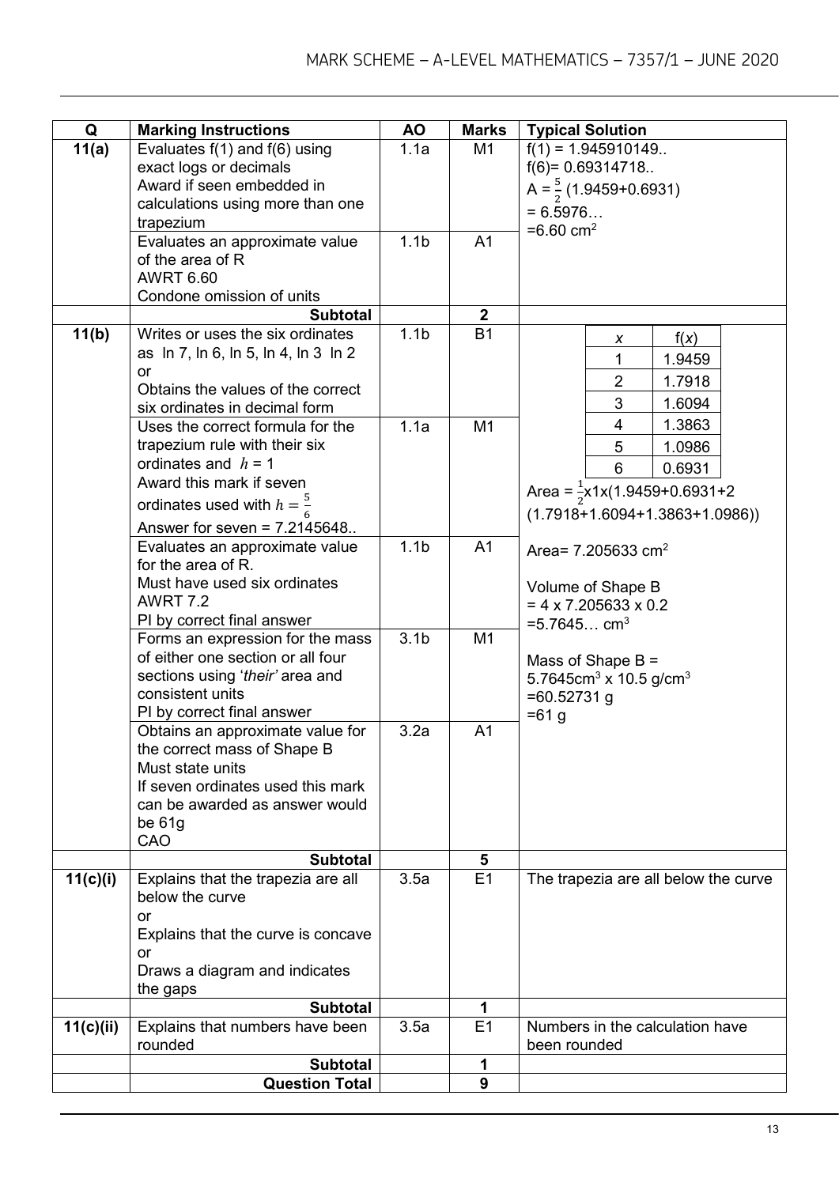| Q | Marking Instructions | AO | Marks | Typical Solution |
|---|---|---|---|---|
| 11(a) | Evaluates f(1) and f(6) using exact logs or decimals<br>Award if seen embedded in calculations using more than one trapezium | 1.1a | M1 | f(1) = 1.945910149..<br>f(6)= 0.69314718..<br>A = $\frac{5}{2}$ (1.9459+0.6931)<br>= 6.5976…<br>=6.60 cm$^2$ |
| | Evaluates an approximate value of the area of R<br>AWRT 6.60<br>Condone omission of units | 1.1b | A1 | |
| | **Subtotal** | | **2** | |
| 11(b) | Writes or uses the six ordinates as ln 7, ln 6, ln 5, ln 4, ln 3 ln 2<br>or<br>Obtains the values of the correct six ordinates in decimal form | 1.1b | B1 | *x* / f(*x*):<br>1 / 1.9459<br>2 / 1.7918<br>3 / 1.6094<br>4 / 1.3863<br>5 / 1.0986<br>6 / 0.6931<br><br>Area = $\frac{1}{2}$x1x(1.9459+0.6931+2(1.7918+1.6094+1.3863+1.0986))<br><br>Area= 7.205633 cm$^2$<br><br>Volume of Shape B<br>= 4 x 7.205633 x 0.2<br>=5.7645… cm$^3$<br><br>Mass of Shape B =<br>5.7645cm$^3$ x 10.5 g/cm$^3$<br>=60.52731 g<br>=61 g |
| | Uses the correct formula for the trapezium rule with their six ordinates and $h = 1$<br>Award this mark if seven ordinates used with $h = \frac{5}{6}$<br>Answer for seven = 7.2145648.. | 1.1a | M1 | |
| | Evaluates an approximate value for the area of R.<br>Must have used six ordinates<br>AWRT 7.2<br>PI by correct final answer | 1.1b | A1 | |
| | Forms an expression for the mass of either one section or all four sections using '*their*' area and consistent units<br>PI by correct final answer | 3.1b | M1 | |
| | Obtains an approximate value for the correct mass of Shape B<br>Must state units<br>If seven ordinates used this mark can be awarded as answer would be 61g<br>CAO | 3.2a | A1 | |
| | **Subtotal** | | **5** | |
| 11(c)(i) | Explains that the trapezia are all below the curve<br>or<br>Explains that the curve is concave<br>or<br>Draws a diagram and indicates the gaps | 3.5a | E1 | The trapezia are all below the curve |
| | **Subtotal** | | **1** | |
| 11(c)(ii) | Explains that numbers have been rounded | 3.5a | E1 | Numbers in the calculation have been rounded |
| | **Subtotal** | | **1** | |
| | **Question Total** | | **9** | |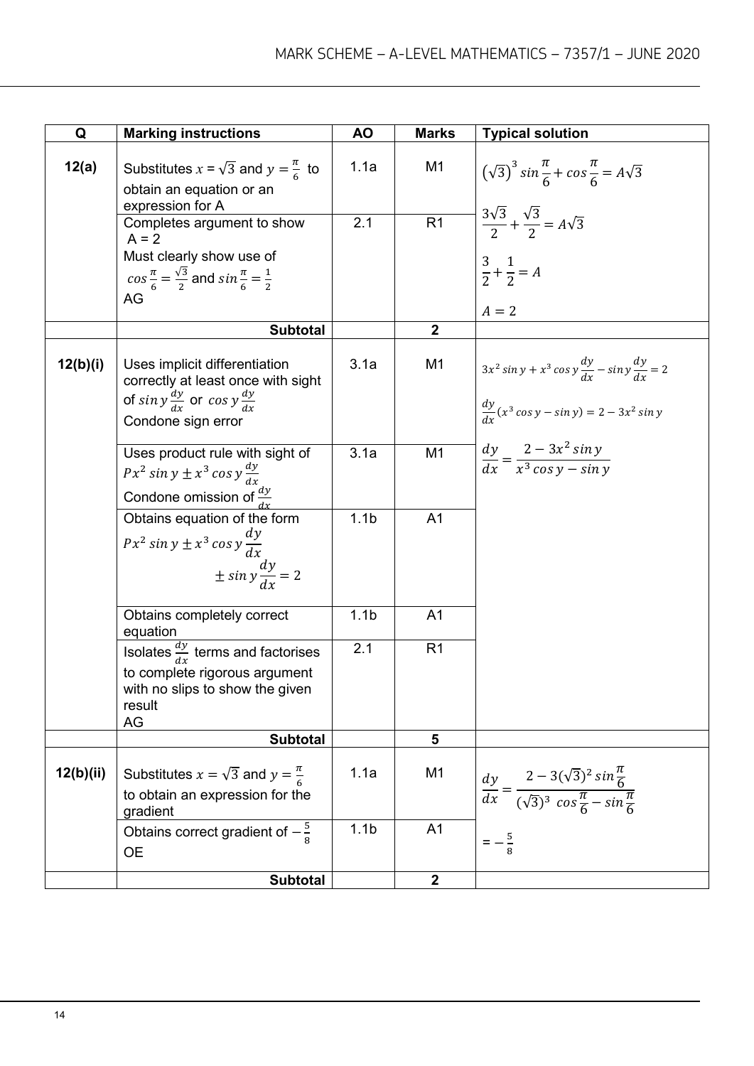| Q | Marking instructions | AO | Marks | Typical solution |
|---|---|---|---|---|
| 12(a) | Substitutes $x = \sqrt{3}$ and $y = \frac{\pi}{6}$ to obtain an equation or an expression for A | 1.1a | M1 | $(\sqrt{3})^3 \sin\frac{\pi}{6} + \cos\frac{\pi}{6} = A\sqrt{3}$ <br> $\frac{3\sqrt{3}}{2} + \frac{\sqrt{3}}{2} = A\sqrt{3}$ <br> $\frac{3}{2} + \frac{1}{2} = A$ <br> $A = 2$ |
| | Completes argument to show $A = 2$ <br> Must clearly show use of $\cos\frac{\pi}{6} = \frac{\sqrt{3}}{2}$ and $\sin\frac{\pi}{6} = \frac{1}{2}$ <br> AG | 2.1 | R1 | |
| | **Subtotal** | | **2** | |
| 12(b)(i) | Uses implicit differentiation correctly at least once with sight of $\sin y \frac{dy}{dx}$ or $\cos y \frac{dy}{dx}$ <br> Condone sign error | 3.1a | M1 | $3x^2 \sin y + x^3 \cos y \frac{dy}{dx} - \sin y \frac{dy}{dx} = 2$ <br> $\frac{dy}{dx}(x^3 \cos y - \sin y) = 2 - 3x^2 \sin y$ <br> $\frac{dy}{dx} = \frac{2 - 3x^2 \sin y}{x^3 \cos y - \sin y}$ |
| | Uses product rule with sight of $Px^2 \sin y \pm x^3 \cos y \frac{dy}{dx}$ <br> Condone omission of $\frac{dy}{dx}$ | 3.1a | M1 | |
| | Obtains equation of the form $Px^2 \sin y \pm x^3 \cos y \frac{dy}{dx} \pm \sin y \frac{dy}{dx} = 2$ | 1.1b | A1 | |
| | Obtains completely correct equation | 1.1b | A1 | |
| | Isolates $\frac{dy}{dx}$ terms and factorises to complete rigorous argument with no slips to show the given result <br> AG | 2.1 | R1 | |
| | **Subtotal** | | **5** | |
| 12(b)(ii) | Substitutes $x = \sqrt{3}$ and $y = \frac{\pi}{6}$ to obtain an expression for the gradient | 1.1a | M1 | $\frac{dy}{dx} = \frac{2 - 3(\sqrt{3})^2 \sin\frac{\pi}{6}}{(\sqrt{3})^3 \cos\frac{\pi}{6} - \sin\frac{\pi}{6}}$ <br> $= -\frac{5}{8}$ |
| | Obtains correct gradient of $-\frac{5}{8}$ <br> OE | 1.1b | A1 | |
| | **Subtotal** | | **2** | |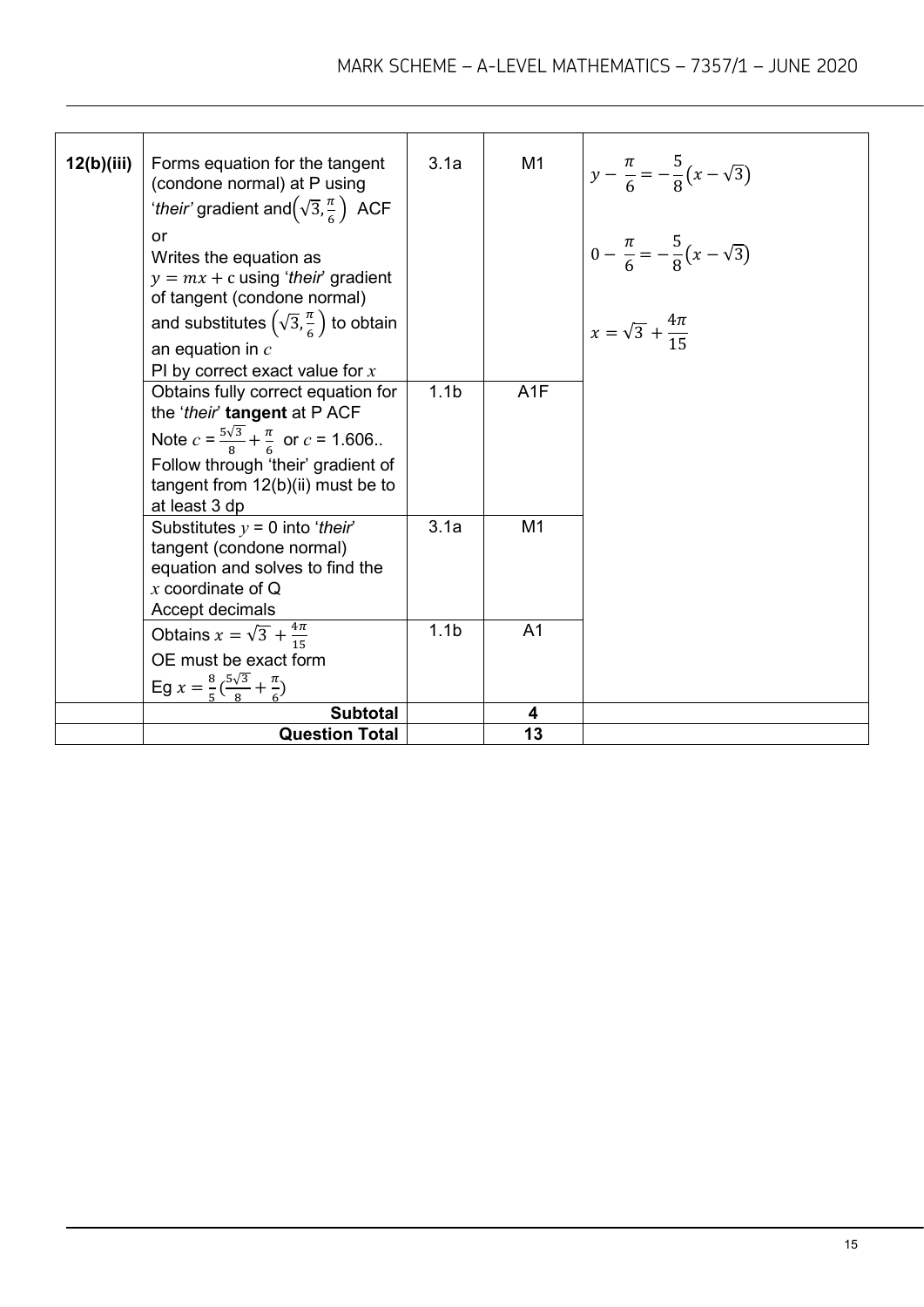| Q | Marking instructions | AO | Marks | Typical solution |
| --- | --- | --- | --- | --- |
| 12(b)(iii) | Forms equation for the tangent (condone normal) at P using '*their*' gradient and $\left(\sqrt{3}, \frac{\pi}{6}\right)$ ACF<br>or<br>Writes the equation as $y = mx + c$ using '*their*' gradient of tangent (condone normal) and substitutes $\left(\sqrt{3}, \frac{\pi}{6}\right)$ to obtain an equation in $c$<br>PI by correct exact value for $x$ | 3.1a | M1 | $y - \frac{\pi}{6} = -\frac{5}{8}\left(x - \sqrt{3}\right)$<br><br>$0 - \frac{\pi}{6} = -\frac{5}{8}\left(x - \sqrt{3}\right)$<br><br>$x = \sqrt{3} + \frac{4\pi}{15}$ |
| | Obtains fully correct equation for the '*their*' **tangent** at P ACF<br>Note $c = \frac{5\sqrt{3}}{8} + \frac{\pi}{6}$ or $c$ = 1.606..<br>Follow through 'their' gradient of tangent from 12(b)(ii) must be to at least 3 dp | 1.1b | A1F | |
| | Substitutes $y$ = 0 into '*their*' tangent (condone normal) equation and solves to find the $x$ coordinate of Q<br>Accept decimals | 3.1a | M1 | |
| | Obtains $x = \sqrt{3} + \frac{4\pi}{15}$<br>OE must be exact form<br>Eg $x = \frac{8}{5}\left(\frac{5\sqrt{3}}{8} + \frac{\pi}{6}\right)$ | 1.1b | A1 | |
| | **Subtotal** | | **4** | |
| | **Question Total** | | **13** | |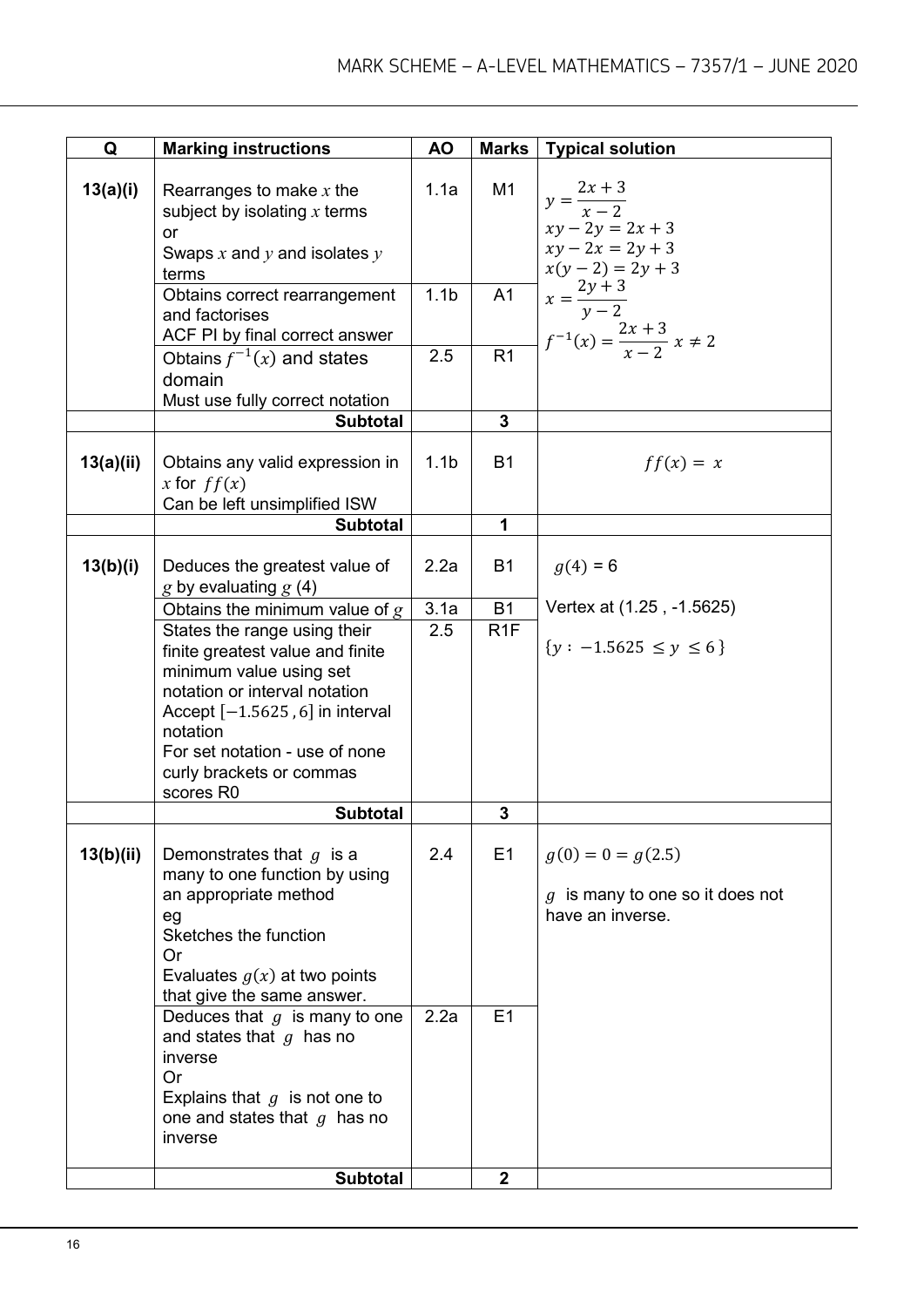| Q | Marking instructions | AO | Marks | Typical solution |
|---|---|---|---|---|
| 13(a)(i) | Rearranges to make $x$ the subject by isolating $x$ terms<br>or<br>Swaps $x$ and $y$ and isolates $y$ terms | 1.1a | M1 | $y = \dfrac{2x+3}{x-2}$<br>$xy - 2y = 2x + 3$<br>$xy - 2x = 2y + 3$<br>$x(y-2) = 2y + 3$<br>$x = \dfrac{2y+3}{y-2}$<br>$f^{-1}(x) = \dfrac{2x+3}{x-2}\ x \neq 2$ |
| | Obtains correct rearrangement and factorises<br>ACF PI by final correct answer | 1.1b | A1 | |
| | Obtains $f^{-1}(x)$ and states domain<br>Must use fully correct notation | 2.5 | R1 | |
| | **Subtotal** | | **3** | |
| 13(a)(ii) | Obtains any valid expression in $x$ for $ff(x)$<br>Can be left unsimplified ISW | 1.1b | B1 | $ff(x) = x$ |
| | **Subtotal** | | **1** | |
| 13(b)(i) | Deduces the greatest value of $g$ by evaluating $g$ (4) | 2.2a | B1 | $g(4)$ = 6<br><br>Vertex at (1.25 , -1.5625)<br><br>$\{y : -1.5625 \leq y \leq 6\}$ |
| | Obtains the minimum value of $g$ | 3.1a | B1 | |
| | States the range using their finite greatest value and finite minimum value using set notation or interval notation<br>Accept $[-1.5625, 6]$ in interval notation<br>For set notation - use of none curly brackets or commas scores R0 | 2.5 | R1F | |
| | **Subtotal** | | **3** | |
| 13(b)(ii) | Demonstrates that $g$ is a many to one function by using an appropriate method<br>eg<br>Sketches the function<br>Or<br>Evaluates $g(x)$ at two points that give the same answer. | 2.4 | E1 | $g(0) = 0 = g(2.5)$<br><br>$g$ is many to one so it does not have an inverse. |
| | Deduces that $g$ is many to one and states that $g$ has no inverse<br>Or<br>Explains that $g$ is not one to one and states that $g$ has no inverse | 2.2a | E1 | |
| | **Subtotal** | | **2** | |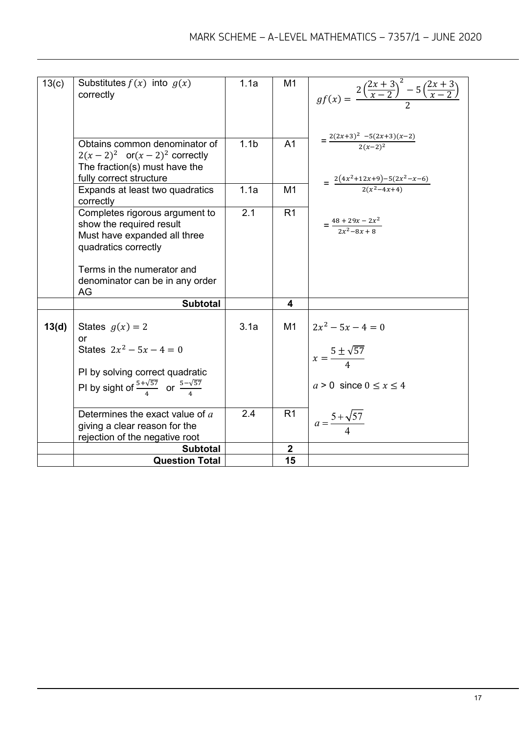| Q | Marking instructions | AO | Marks | Typical solution |
|---|---|---|---|---|
| 13(c) | Substitutes $f(x)$ into $g(x)$ correctly | 1.1a | M1 | $gf(x) = \dfrac{2\left(\frac{2x+3}{x-2}\right)^2 - 5\left(\frac{2x+3}{x-2}\right)}{2}$ |
| | Obtains common denominator of $2(x-2)^2$ or $(x-2)^2$ correctly<br>The fraction(s) must have the fully correct structure | 1.1b | A1 | $= \dfrac{2(2x+3)^2 - 5(2x+3)(x-2)}{2(x-2)^2}$ |
| | Expands at least two quadratics correctly | 1.1a | M1 | $= \dfrac{2(4x^2+12x+9) - 5(2x^2-x-6)}{2(x^2-4x+4)}$ |
| | Completes rigorous argument to show the required result<br>Must have expanded all three quadratics correctly<br><br>Terms in the numerator and denominator can be in any order<br>AG | 2.1 | R1 | $= \dfrac{48 + 29x - 2x^2}{2x^2 - 8x + 8}$ |
| | **Subtotal** | | **4** | |
| **13(d)** | States $g(x) = 2$<br>or<br>States $2x^2 - 5x - 4 = 0$<br><br>PI by solving correct quadratic<br>PI by sight of $\frac{5+\sqrt{57}}{4}$ or $\frac{5-\sqrt{57}}{4}$ | 3.1a | M1 | $2x^2 - 5x - 4 = 0$<br><br>$x = \dfrac{5 \pm \sqrt{57}}{4}$<br><br>$a > 0$ since $0 \le x \le 4$ |
| | Determines the exact value of $a$ giving a clear reason for the rejection of the negative root | 2.4 | R1 | $a = \dfrac{5+\sqrt{57}}{4}$ |
| | **Subtotal** | | **2** | |
| | **Question Total** | | **15** | |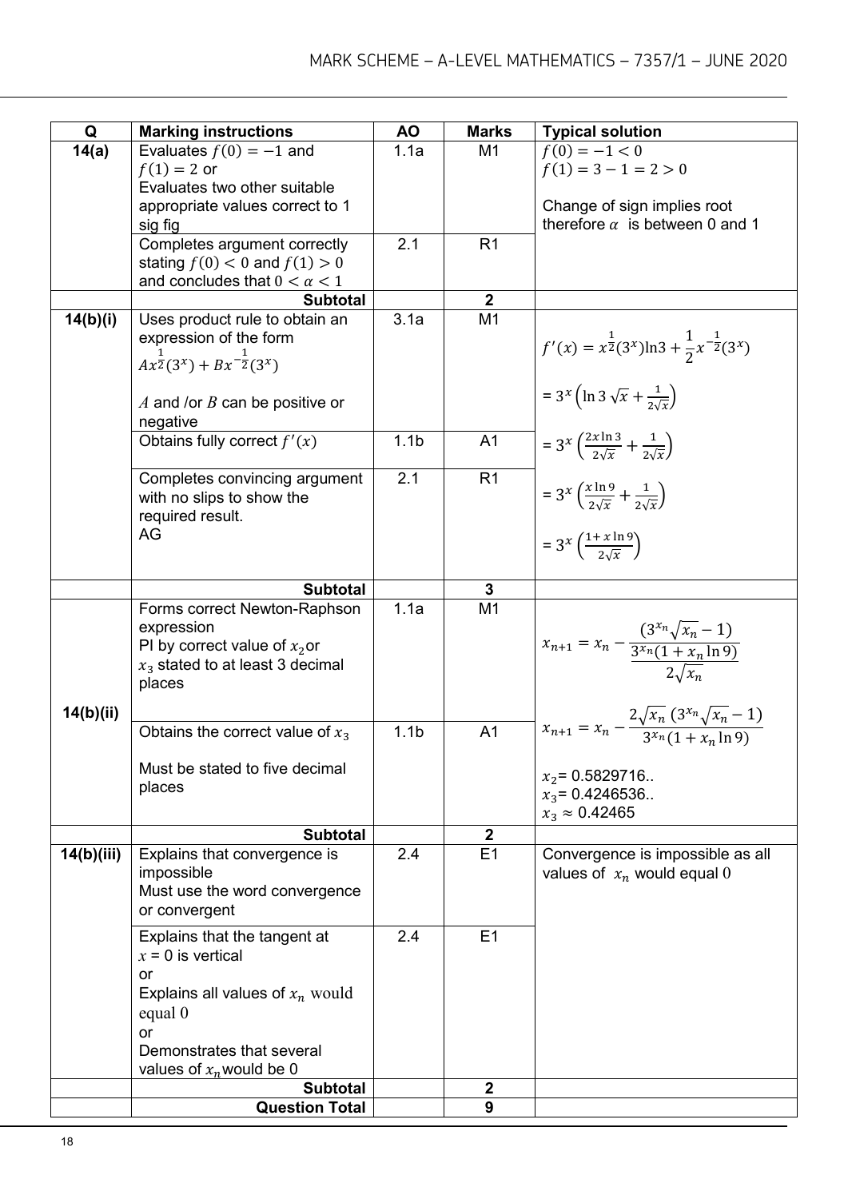| Q | Marking instructions | AO | Marks | Typical solution |
|---|---|---|---|---|
| **14(a)** | Evaluates $f(0) = -1$ and $f(1) = 2$ or Evaluates two other suitable appropriate values correct to 1 sig fig | 1.1a | M1 | $f(0) = -1 < 0$<br>$f(1) = 3 - 1 = 2 > 0$<br><br>Change of sign implies root therefore $\alpha$ is between 0 and 1 |
| | Completes argument correctly stating $f(0) < 0$ and $f(1) > 0$ and concludes that $0 < \alpha < 1$ | 2.1 | R1 | |
| | **Subtotal** | | **2** | |
| **14(b)(i)** | Uses product rule to obtain an expression of the form $Ax^{\frac{1}{2}}(3^x) + Bx^{-\frac{1}{2}}(3^x)$<br><br>$A$ and /or $B$ can be positive or negative | 3.1a | M1 | $f'(x) = x^{\frac{1}{2}}(3^x)\ln 3 + \frac{1}{2}x^{-\frac{1}{2}}(3^x)$<br><br>$= 3^x\left(\ln 3\sqrt{x} + \frac{1}{2\sqrt{x}}\right)$<br><br>$= 3^x\left(\frac{2x\ln 3}{2\sqrt{x}} + \frac{1}{2\sqrt{x}}\right)$<br><br>$= 3^x\left(\frac{x\ln 9}{2\sqrt{x}} + \frac{1}{2\sqrt{x}}\right)$<br><br>$= 3^x\left(\frac{1 + x\ln 9}{2\sqrt{x}}\right)$ |
| | Obtains fully correct $f'(x)$ | 1.1b | A1 | |
| | Completes convincing argument with no slips to show the required result.<br>AG | 2.1 | R1 | |
| | **Subtotal** | | **3** | |
| **14(b)(ii)** | Forms correct Newton-Raphson expression<br>PI by correct value of $x_2$ or $x_3$ stated to at least 3 decimal places | 1.1a | M1 | $x_{n+1} = x_n - \dfrac{(3^{x_n}\sqrt{x_n} - 1)}{\dfrac{3^{x_n}(1 + x_n\ln 9)}{2\sqrt{x_n}}}$<br><br>$x_{n+1} = x_n - \dfrac{2\sqrt{x_n}\,(3^{x_n}\sqrt{x_n} - 1)}{3^{x_n}(1 + x_n\ln 9)}$<br><br>$x_2$= 0.5829716..<br>$x_3$= 0.4246536..<br>$x_3 \approx 0.42465$ |
| | Obtains the correct value of $x_3$<br><br>Must be stated to five decimal places | 1.1b | A1 | |
| | **Subtotal** | | **2** | |
| **14(b)(iii)** | Explains that convergence is impossible<br>Must use the word convergence or convergent | 2.4 | E1 | Convergence is impossible as all values of $x_n$ would equal 0 |
| | Explains that the tangent at $x = 0$ is vertical<br>or<br>Explains all values of $x_n$ would equal 0<br>or<br>Demonstrates that several values of $x_n$ would be 0 | 2.4 | E1 | |
| | **Subtotal** | | **2** | |
| | **Question Total** | | **9** | |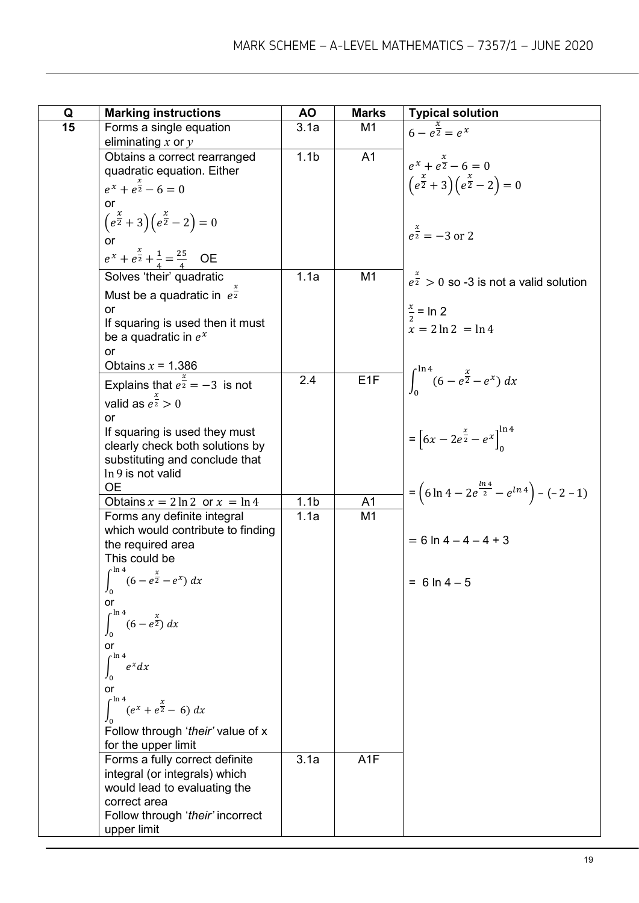| Q | Marking instructions | AO | Marks | Typical solution |
|---|---|---|---|---|
| 15 | Forms a single equation eliminating $x$ or $y$ | 3.1a | M1 | $6 - e^{\frac{x}{2}} = e^x$ |
| | Obtains a correct rearranged quadratic equation. Either $e^x + e^{\frac{x}{2}} - 6 = 0$ or $\left(e^{\frac{x}{2}} + 3\right)\left(e^{\frac{x}{2}} - 2\right) = 0$ or $e^x + e^{\frac{x}{2}} + \frac{1}{4} = \frac{25}{4}$ OE | 1.1b | A1 | $e^x + e^{\frac{x}{2}} - 6 = 0$ <br> $\left(e^{\frac{x}{2}} + 3\right)\left(e^{\frac{x}{2}} - 2\right) = 0$ <br> $e^{\frac{x}{2}} = -3 \text{ or } 2$ |
| | Solves 'their' quadratic Must be a quadratic in $e^{\frac{x}{2}}$ or If squaring is used then it must be a quadratic in $e^x$ or Obtains $x$ = 1.386 | 1.1a | M1 | $e^{\frac{x}{2}} > 0$ so -3 is not a valid solution <br> $\frac{x}{2} = \ln 2$ <br> $x = 2\ln 2 = \ln 4$ |
| | Explains that $e^{\frac{x}{2}} = -3$ is not valid as $e^{\frac{x}{2}} > 0$ or If squaring is used they must clearly check both solutions by substituting and conclude that $\ln 9$ is not valid OE | 2.4 | E1F | $\int_0^{\ln 4} (6 - e^{\frac{x}{2}} - e^x)\, dx$ <br> $= \left[6x - 2e^{\frac{x}{2}} - e^x\right]_0^{\ln 4}$ <br> $= \left(6\ln 4 - 2e^{\frac{\ln 4}{2}} - e^{\ln 4}\right) - (-2 - 1)$ |
| | Obtains $x = 2\ln 2$ or $x = \ln 4$ | 1.1b | A1 | |
| | Forms any definite integral which would contribute to finding the required area This could be $\int_0^{\ln 4} (6 - e^{\frac{x}{2}} - e^x)\, dx$ or $\int_0^{\ln 4} (6 - e^{\frac{x}{2}})\, dx$ or $\int_0^{\ln 4} e^x dx$ or $\int_0^{\ln 4} (e^x + e^{\frac{x}{2}} - 6)\, dx$ Follow through '*their*' value of x for the upper limit | 1.1a | M1 | $= 6 \ln 4 - 4 - 4 + 3$ <br> $= 6 \ln 4 - 5$ |
| | Forms a fully correct definite integral (or integrals) which would lead to evaluating the correct area Follow through '*their*' incorrect upper limit | 3.1a | A1F | |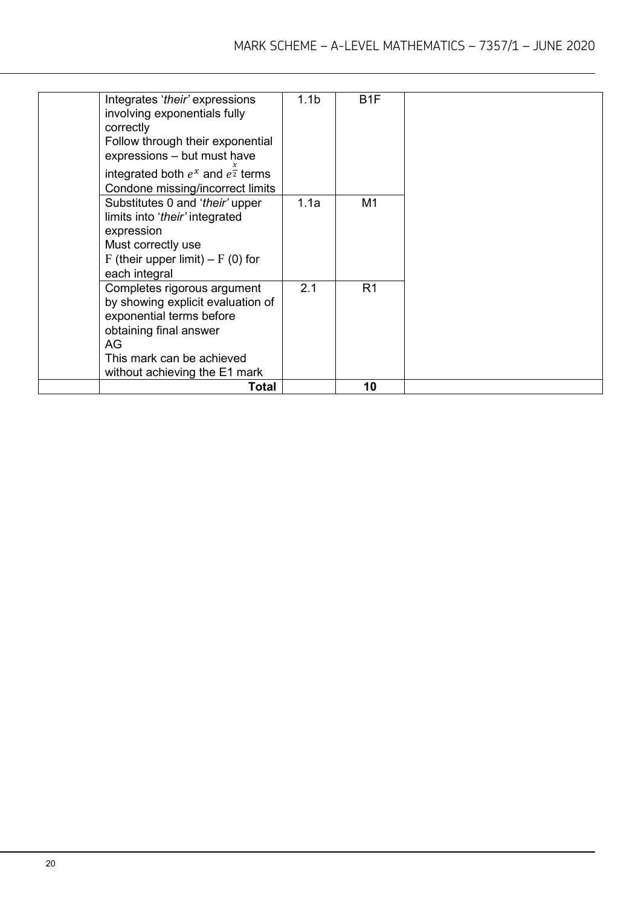| | | | | |
|---|---|---|---|---|
| | Integrates '*their*' expressions involving exponentials fully correctly<br>Follow through their exponential expressions – but must have integrated both $e^x$ and $e^{\frac{x}{2}}$ terms<br>Condone missing/incorrect limits | 1.1b | B1F | |
| | Substitutes 0 and '*their*' upper limits into '*their*' integrated expression<br>Must correctly use<br>$\mathrm{F}$ (their upper limit) – $\mathrm{F}$ (0) for each integral | 1.1a | M1 | |
| | Completes rigorous argument by showing explicit evaluation of exponential terms before obtaining final answer<br>AG<br>This mark can be achieved without achieving the E1 mark | 2.1 | R1 | |
| | **Total** | | **10** | |